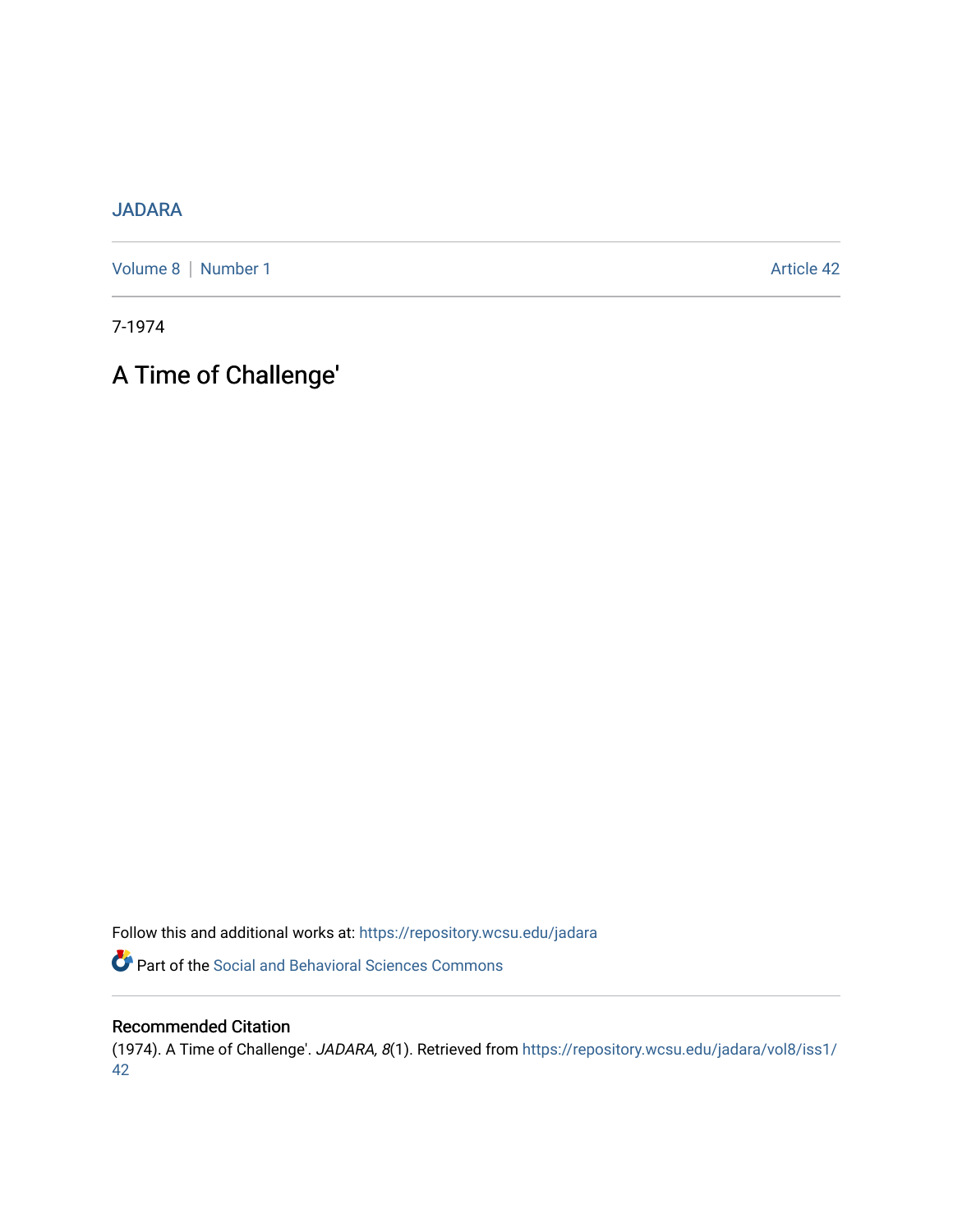JADARA

Volume 8 | Number 1 Article 42

7-1974

# A Time of Challenge'

Follow this and additional works at: https://repository.wcsu.edu/jadara

Part of the Social and Behavioral Sciences Commons

## Recommended Citation

(1974). A Time of Challenge'. *JADARA, 8*(1). Retrieved from https://repository.wcsu.edu/jadara/vol8/iss1/42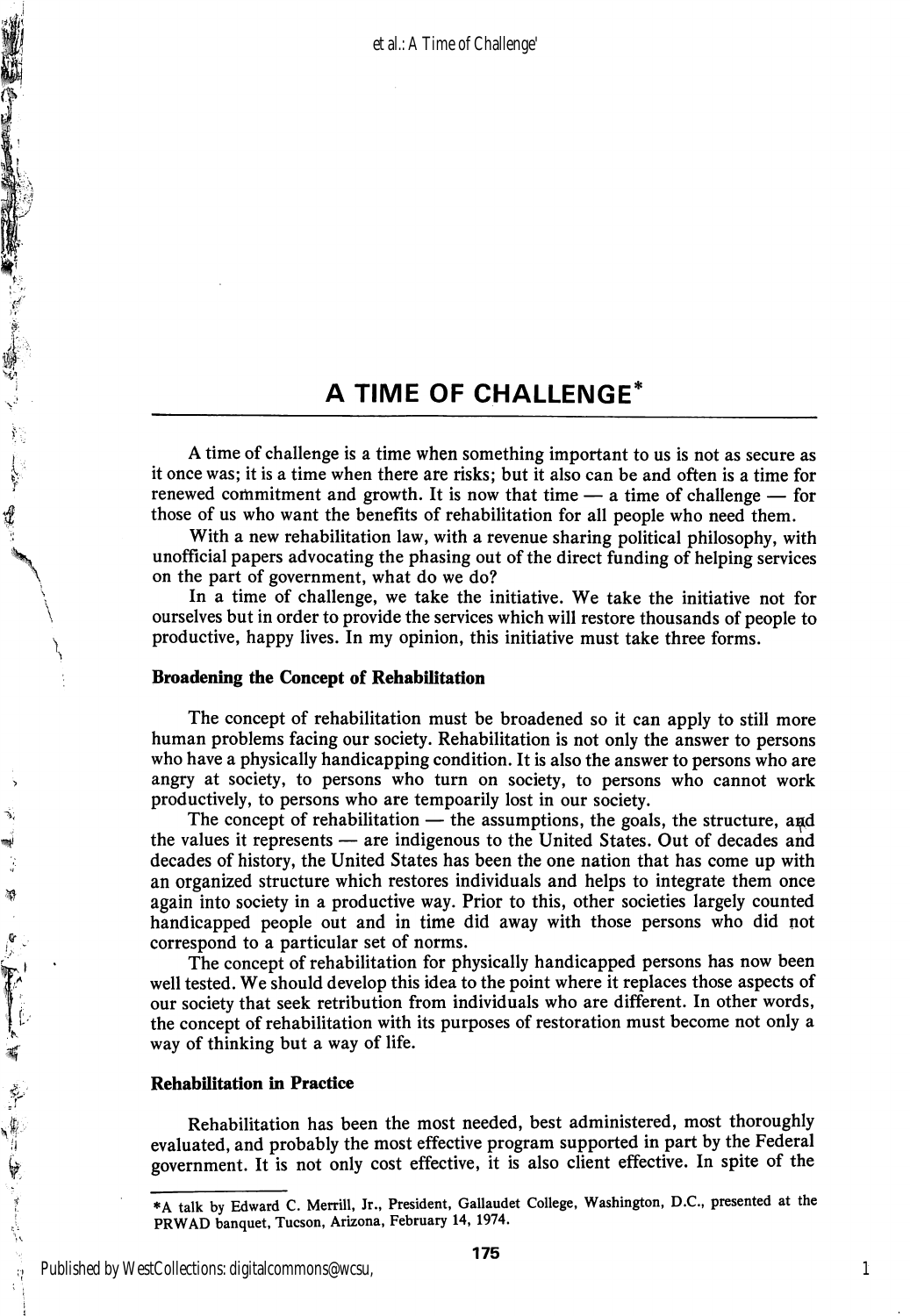# A TIME OF CHALLENGE*

A time of challenge is a time when something important to us is not as secure as it once was; it is a time when there are risks; but it also can be and often is a time for renewed commitment and growth. It is now that time — a time of challenge — for those of us who want the benefits of rehabilitation for all people who need them.

With a new rehabilitation law, with a revenue sharing political philosophy, with unofficial papers advocating the phasing out of the direct funding of helping services on the part of government, what do we do?

In a time of challenge, we take the initiative. We take the initiative not for ourselves but in order to provide the services which will restore thousands of people to productive, happy lives. In my opinion, this initiative must take three forms.

### Broadening the Concept of Rehabilitation

The concept of rehabilitation must be broadened so it can apply to still more human problems facing our society. Rehabilitation is not only the answer to persons who have a physically handicapping condition. It is also the answer to persons who are angry at society, to persons who turn on society, to persons who cannot work productively, to persons who are tempoarily lost in our society.

The concept of rehabilitation — the assumptions, the goals, the structure, and the values it represents — are indigenous to the United States. Out of decades and decades of history, the United States has been the one nation that has come up with an organized structure which restores individuals and helps to integrate them once again into society in a productive way. Prior to this, other societies largely counted handicapped people out and in time did away with those persons who did not correspond to a particular set of norms.

The concept of rehabilitation for physically handicapped persons has now been well tested. We should develop this idea to the point where it replaces those aspects of our society that seek retribution from individuals who are different. In other words, the concept of rehabilitation with its purposes of restoration must become not only a way of thinking but a way of life.

### Rehabilitation in Practice

Rehabilitation has been the most needed, best administered, most thoroughly evaluated, and probably the most effective program supported in part by the Federal government. It is not only cost effective, it is also client effective. In spite of the

*A talk by Edward C. Merrill, Jr., President, Gallaudet College, Washington, D.C., presented at the PRWAD banquet, Tucson, Arizona, February 14, 1974.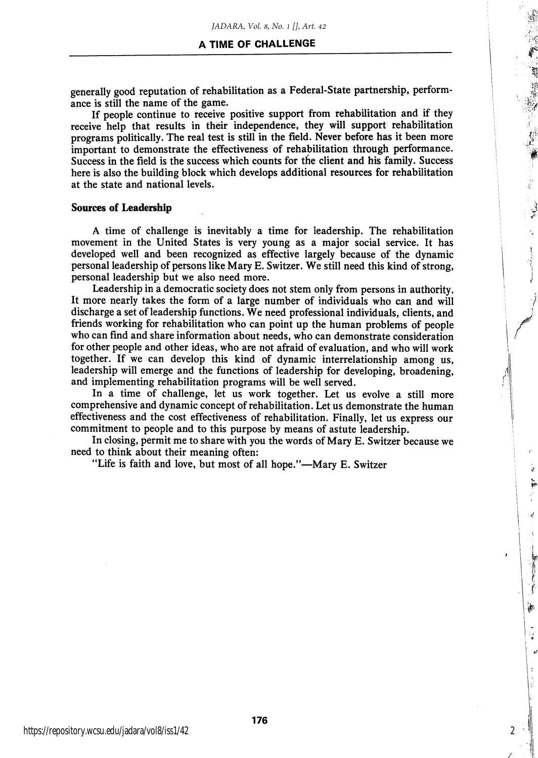generally good reputation of rehabilitation as a Federal-State partnership, performance is still the name of the game.

If people continue to receive positive support from rehabilitation and if they receive help that results in their independence, they will support rehabilitation programs politically. The real test is still in the field. Never before has it been more important to demonstrate the effectiveness of rehabilitation through performance. Success in the field is the success which counts for the client and his family. Success here is also the building block which develops additional resources for rehabilitation at the state and national levels.

## Sources of Leadership

A time of challenge is inevitably a time for leadership. The rehabilitation movement in the United States is very young as a major social service. It has developed well and been recognized as effective largely because of the dynamic personal leadership of persons like Mary E. Switzer. We still need this kind of strong, personal leadership but we also need more.

Leadership in a democratic society does not stem only from persons in authority. It more nearly takes the form of a large number of individuals who can and will discharge a set of leadership functions. We need professional individuals, clients, and friends working for rehabilitation who can point up the human problems of people who can find and share information about needs, who can demonstrate consideration for other people and other ideas, who are not afraid of evaluation, and who will work together. If we can develop this kind of dynamic interrelationship among us, leadership will emerge and the functions of leadership for developing, broadening, and implementing rehabilitation programs will be well served.

In a time of challenge, let us work together. Let us evolve a still more comprehensive and dynamic concept of rehabilitation. Let us demonstrate the human effectiveness and the cost effectiveness of rehabilitation. Finally, let us express our commitment to people and to this purpose by means of astute leadership.

In closing, permit me to share with you the words of Mary E. Switzer because we need to think about their meaning often:

"Life is faith and love, but most of all hope."—Mary E. Switzer